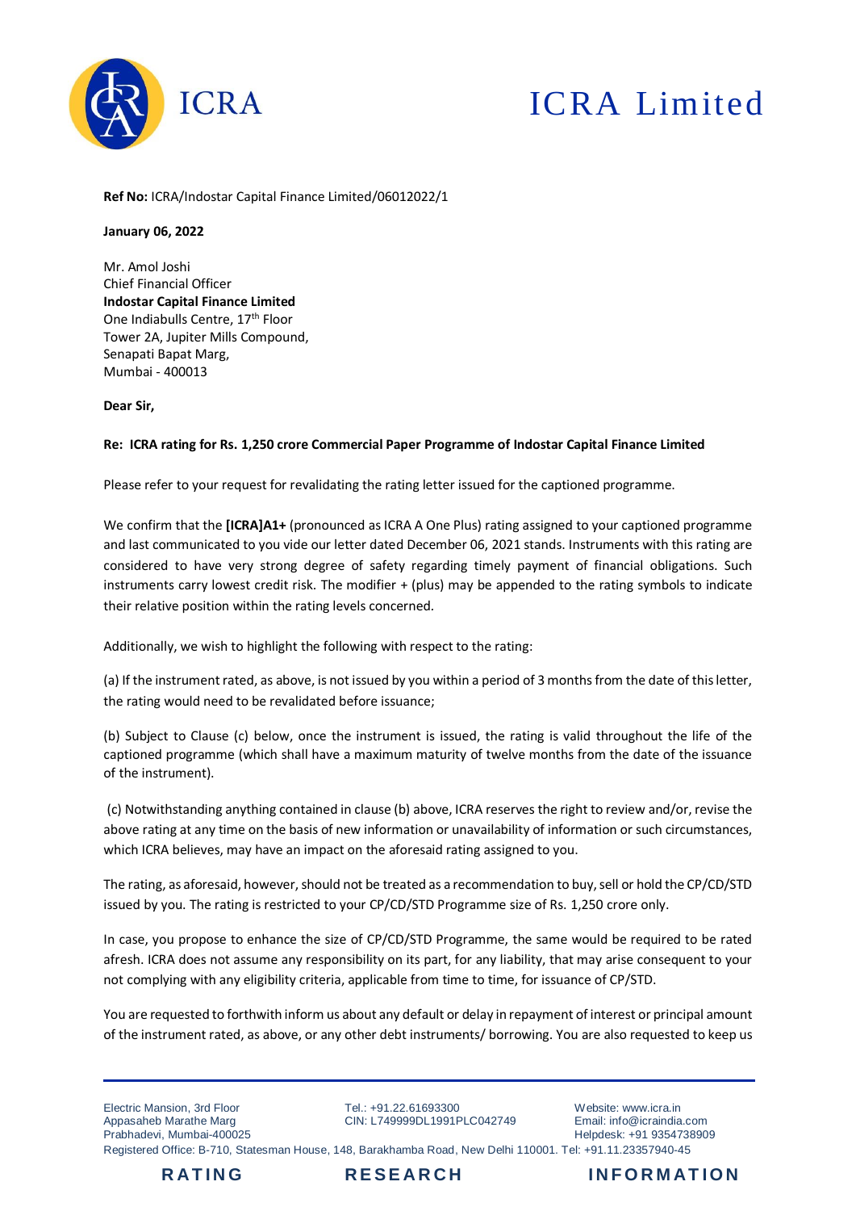ICRA

ICRA Limited

**Ref No:** ICRA/Indostar Capital Finance Limited/06012022/1

**January 06, 2022**

Mr. Amol Joshi
Chief Financial Officer
**Indostar Capital Finance Limited**
One Indiabulls Centre, 17th Floor
Tower 2A, Jupiter Mills Compound,
Senapati Bapat Marg,
Mumbai - 400013

**Dear Sir,**

**Re: ICRA rating for Rs. 1,250 crore Commercial Paper Programme of Indostar Capital Finance Limited**

Please refer to your request for revalidating the rating letter issued for the captioned programme.

We confirm that the **[ICRA]A1+** (pronounced as ICRA A One Plus) rating assigned to your captioned programme and last communicated to you vide our letter dated December 06, 2021 stands. Instruments with this rating are considered to have very strong degree of safety regarding timely payment of financial obligations. Such instruments carry lowest credit risk. The modifier + (plus) may be appended to the rating symbols to indicate their relative position within the rating levels concerned.

Additionally, we wish to highlight the following with respect to the rating:

(a) If the instrument rated, as above, is not issued by you within a period of 3 months from the date of this letter, the rating would need to be revalidated before issuance;

(b) Subject to Clause (c) below, once the instrument is issued, the rating is valid throughout the life of the captioned programme (which shall have a maximum maturity of twelve months from the date of the issuance of the instrument).

(c) Notwithstanding anything contained in clause (b) above, ICRA reserves the right to review and/or, revise the above rating at any time on the basis of new information or unavailability of information or such circumstances, which ICRA believes, may have an impact on the aforesaid rating assigned to you.

The rating, as aforesaid, however, should not be treated as a recommendation to buy, sell or hold the CP/CD/STD issued by you. The rating is restricted to your CP/CD/STD Programme size of Rs. 1,250 crore only.

In case, you propose to enhance the size of CP/CD/STD Programme, the same would be required to be rated afresh. ICRA does not assume any responsibility on its part, for any liability, that may arise consequent to your not complying with any eligibility criteria, applicable from time to time, for issuance of CP/STD.

You are requested to forthwith inform us about any default or delay in repayment of interest or principal amount of the instrument rated, as above, or any other debt instruments/ borrowing. You are also requested to keep us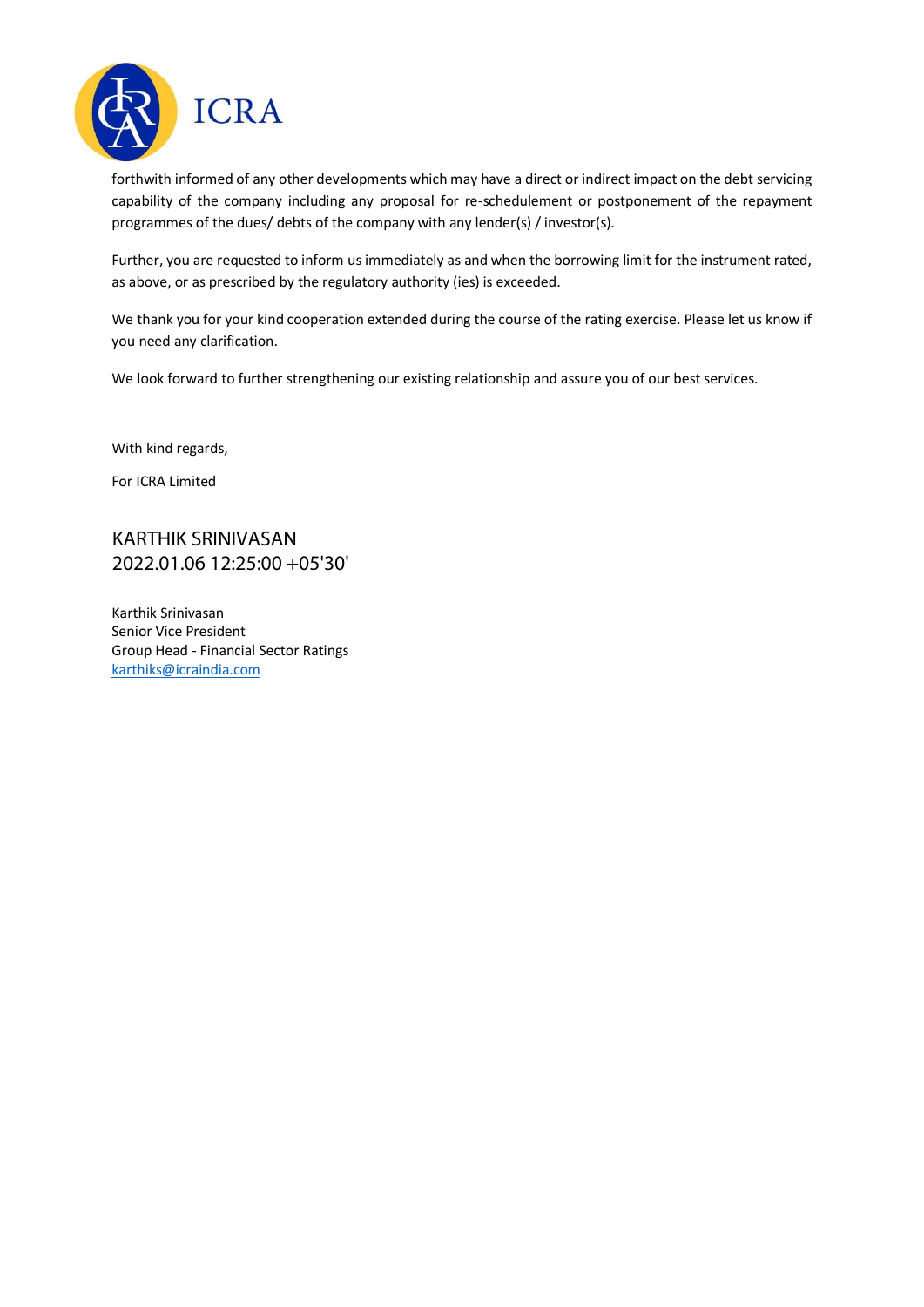forthwith informed of any other developments which may have a direct or indirect impact on the debt servicing capability of the company including any proposal for re-schedulement or postponement of the repayment programmes of the dues/ debts of the company with any lender(s) / investor(s).

Further, you are requested to inform us immediately as and when the borrowing limit for the instrument rated, as above, or as prescribed by the regulatory authority (ies) is exceeded.

We thank you for your kind cooperation extended during the course of the rating exercise. Please let us know if you need any clarification.

We look forward to further strengthening our existing relationship and assure you of our best services.

With kind regards,

For ICRA Limited

KARTHIK SRINIVASAN
2022.01.06 12:25:00 +05'30'

Karthik Srinivasan
Senior Vice President
Group Head - Financial Sector Ratings
karthiks@icraindia.com